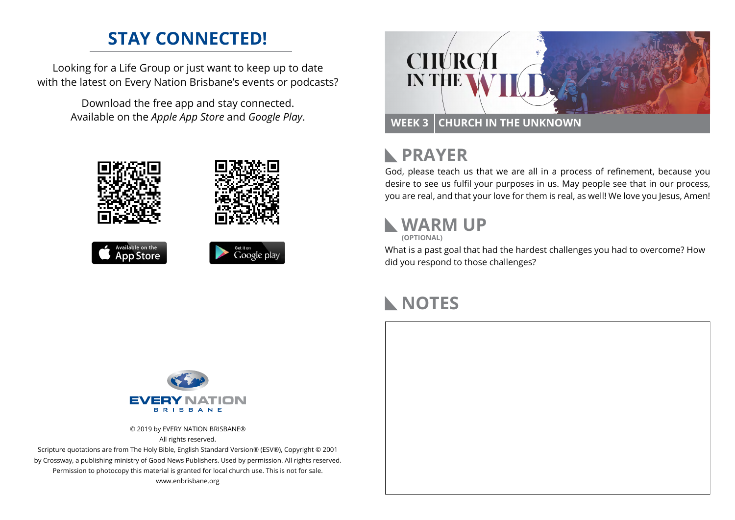## STAY CONNECTED!

Looking for a Life Group or just want to keep up to date with the latest on Every Nation Brisbane's events or podcasts?

Download the free app and stay connected. Available on the *Apple App Store* and *Google Play*.

Available on the App Store

Get it on Google play

EVERY NATION BRISBANE

© 2019 by EVERY NATION BRISBANE®
All rights reserved.
Scripture quotations are from The Holy Bible, English Standard Version® (ESV®), Copyright © 2001 by Crossway, a publishing ministry of Good News Publishers. Used by permission. All rights reserved.
Permission to photocopy this material is granted for local church use. This is not for sale.
www.enbrisbane.org

# CHURCH IN THE WILD

**WEEK 3 | CHURCH IN THE UNKNOWN**

## PRAYER

God, please teach us that we are all in a process of refinement, because you desire to see us fulfil your purposes in us. May people see that in our process, you are real, and that your love for them is real, as well! We love you Jesus, Amen!

## WARM UP

**(OPTIONAL)**

What is a past goal that had the hardest challenges you had to overcome? How did you respond to those challenges?

## NOTES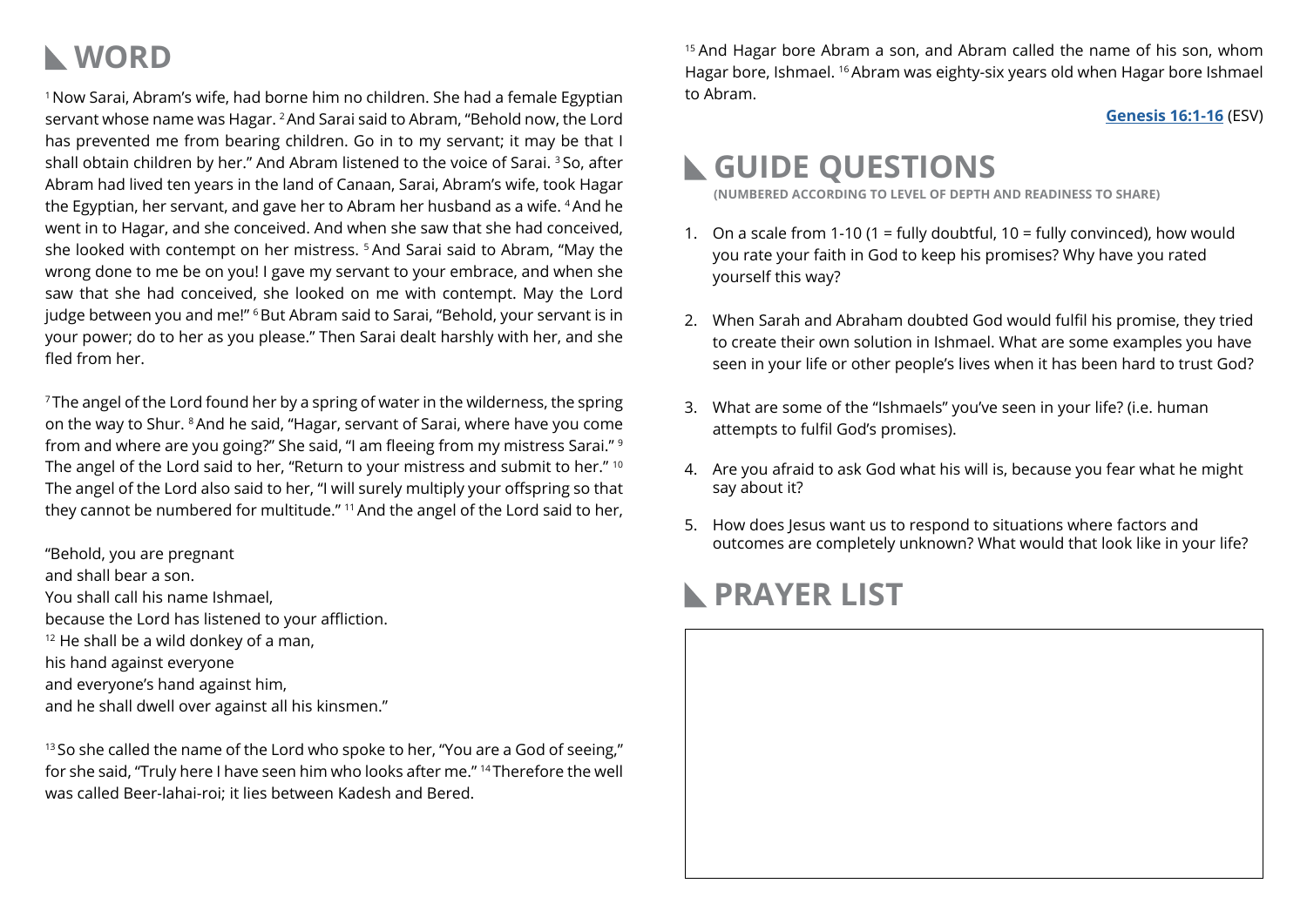## WORD

[1] Now Sarai, Abram's wife, had borne him no children. She had a female Egyptian servant whose name was Hagar. [2] And Sarai said to Abram, "Behold now, the Lord has prevented me from bearing children. Go in to my servant; it may be that I shall obtain children by her." And Abram listened to the voice of Sarai. [3] So, after Abram had lived ten years in the land of Canaan, Sarai, Abram's wife, took Hagar the Egyptian, her servant, and gave her to Abram her husband as a wife. [4] And he went in to Hagar, and she conceived. And when she saw that she had conceived, she looked with contempt on her mistress. [5] And Sarai said to Abram, "May the wrong done to me be on you! I gave my servant to your embrace, and when she saw that she had conceived, she looked on me with contempt. May the Lord judge between you and me!" [6] But Abram said to Sarai, "Behold, your servant is in your power; do to her as you please." Then Sarai dealt harshly with her, and she fled from her.

[7] The angel of the Lord found her by a spring of water in the wilderness, the spring on the way to Shur. [8] And he said, "Hagar, servant of Sarai, where have you come from and where are you going?" She said, "I am fleeing from my mistress Sarai." [9] The angel of the Lord said to her, "Return to your mistress and submit to her." [10] The angel of the Lord also said to her, "I will surely multiply your offspring so that they cannot be numbered for multitude." [11] And the angel of the Lord said to her,

"Behold, you are pregnant
and shall bear a son.
You shall call his name Ishmael,
because the Lord has listened to your affliction.
[12] He shall be a wild donkey of a man,
his hand against everyone
and everyone's hand against him,
and he shall dwell over against all his kinsmen."

[13] So she called the name of the Lord who spoke to her, "You are a God of seeing," for she said, "Truly here I have seen him who looks after me." [14] Therefore the well was called Beer-lahai-roi; it lies between Kadesh and Bered.

[15] And Hagar bore Abram a son, and Abram called the name of his son, whom Hagar bore, Ishmael. [16] Abram was eighty-six years old when Hagar bore Ishmael to Abram.

**Genesis 16:1-16** (ESV)

## GUIDE QUESTIONS

**(NUMBERED ACCORDING TO LEVEL OF DEPTH AND READINESS TO SHARE)**

1. On a scale from 1-10 (1 = fully doubtful, 10 = fully convinced), how would you rate your faith in God to keep his promises? Why have you rated yourself this way?
2. When Sarah and Abraham doubted God would fulfil his promise, they tried to create their own solution in Ishmael. What are some examples you have seen in your life or other people's lives when it has been hard to trust God?
3. What are some of the "Ishmaels" you've seen in your life? (i.e. human attempts to fulfil God's promises).
4. Are you afraid to ask God what his will is, because you fear what he might say about it?
5. How does Jesus want us to respond to situations where factors and outcomes are completely unknown? What would that look like in your life?

## PRAYER LIST